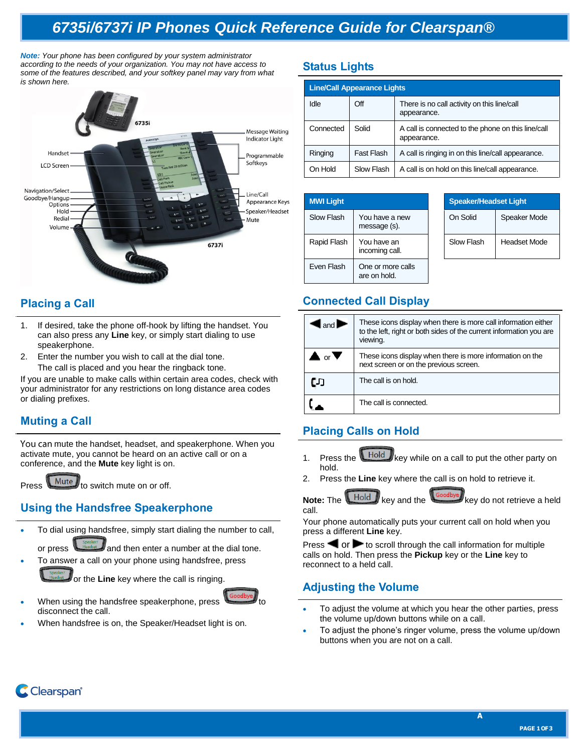#  6735i/6737i IP Phones Quick Reference Guide for Clearspan®

***Note:** Your phone has been configured by your system administrator according to the needs of your organization. You may not have access to some of the features described, and your softkey panel may vary from what is shown here.*

6735i

Handset
LCD Screen
Navigation/Select
Goodbye/Hangup
Options
Hold
Redial
Volume
Message Waiting Indicator Light
Programmable Softkeys
Line/Call Appearance Keys
Speaker/Headset
Mute

6737i

## Placing a Call

1. If desired, take the phone off-hook by lifting the handset. You can also press any **Line** key, or simply start dialing to use speakerphone.
2. Enter the number you wish to call at the dial tone. The call is placed and you hear the ringback tone.

If you are unable to make calls within certain area codes, check with your administrator for any restrictions on long distance area codes or dialing prefixes.

## Muting a Call

You can mute the handset, headset, and speakerphone. When you activate mute, you cannot be heard on an active call or on a conference, and the **Mute** key light is on.

Press Mute to switch mute on or off.

## Using the Handsfree Speakerphone

- To dial using handsfree, simply start dialing the number to call, or press Speaker/Headset and then enter a number at the dial tone.
- To answer a call on your phone using handsfree, press Speaker/Headset or the **Line** key where the call is ringing.
- When using the handsfree speakerphone, press Goodbye to disconnect the call.
- When handsfree is on, the Speaker/Headset light is on.

## Status Lights

| Line/Call Appearance Lights | | |
|---|---|---|
| Idle | Off | There is no call activity on this line/call appearance. |
| Connected | Solid | A call is connected to the phone on this line/call appearance. |
| Ringing | Fast Flash | A call is ringing in on this line/call appearance. |
| On Hold | Slow Flash | A call is on hold on this line/call appearance. |

| MWI Light | |
|---|---|
| Slow Flash | You have a new message (s). |
| Rapid Flash | You have an incoming call. |
| Even Flash | One or more calls are on hold. |

| Speaker/Headset Light | |
|---|---|
| On Solid | Speaker Mode |
| Slow Flash | Headset Mode |

## Connected Call Display

| | |
|---|---|
| ◀ and ▶ | These icons display when there is more call information either to the left, right or both sides of the current information you are viewing. |
| ▲ or ▼ | These icons display when there is more information on the next screen or on the previous screen. |
| (hold icon) | The call is on hold. |
| (connected icon) | The call is connected. |

## Placing Calls on Hold

1. Press the Hold key while on a call to put the other party on hold.
2. Press the **Line** key where the call is on hold to retrieve it.

**Note:** The Hold key and the Goodbye key do not retrieve a held call.

Your phone automatically puts your current call on hold when you press a different **Line** key.

Press ◀ or ▶ to scroll through the call information for multiple calls on hold. Then press the **Pickup** key or the **Line** key to reconnect to a held call.

## Adjusting the Volume

- To adjust the volume at which you hear the other parties, press the volume up/down buttons while on a call.
- To adjust the phone's ringer volume, press the volume up/down buttons when you are not on a call.

Clearspan®

A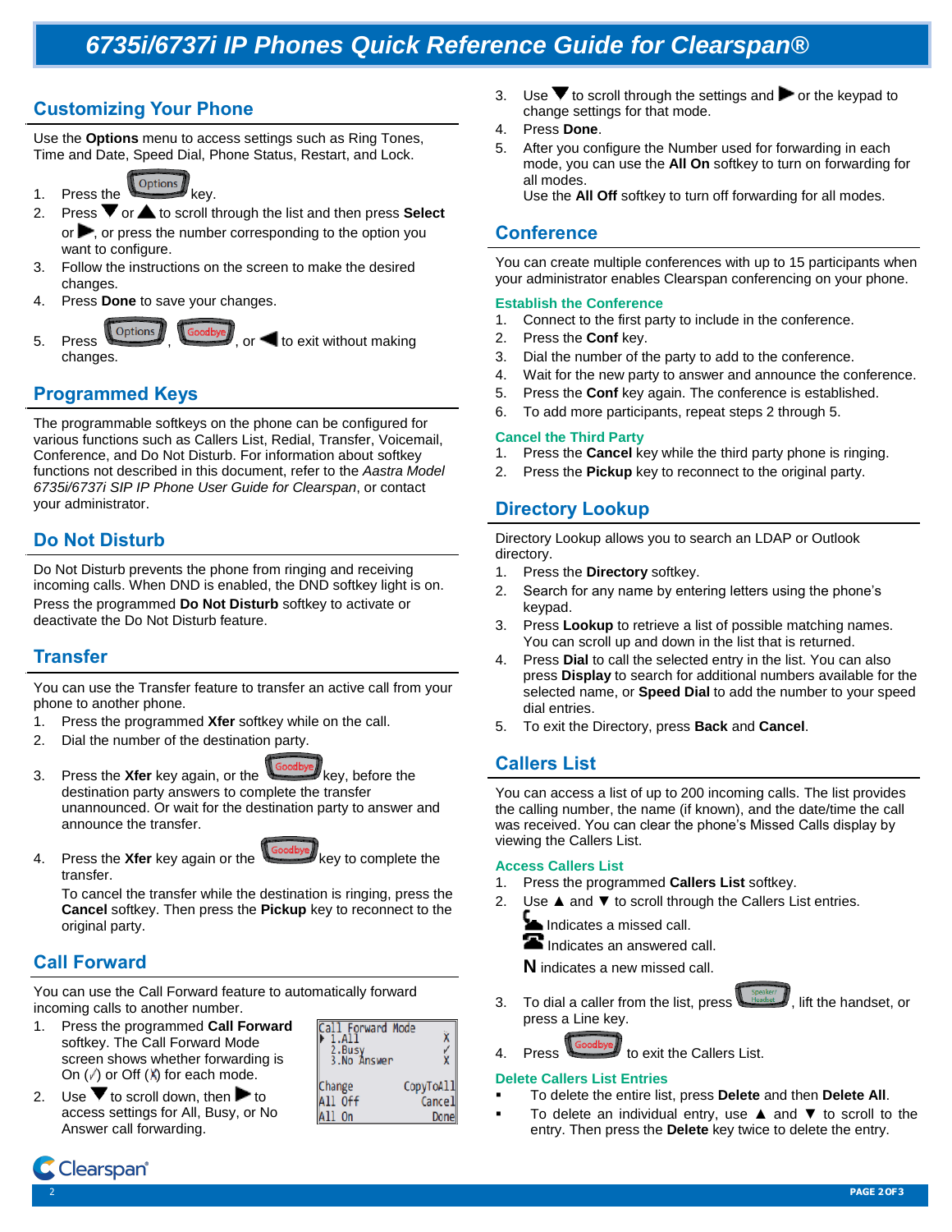# 6735i/6737i IP Phones Quick Reference Guide for Clearspan®

## Customizing Your Phone

Use the **Options** menu to access settings such as Ring Tones, Time and Date, Speed Dial, Phone Status, Restart, and Lock.

1. Press the Options key.
2. Press ▼ or ▲ to scroll through the list and then press **Select** or ▶, or press the number corresponding to the option you want to configure.
3. Follow the instructions on the screen to make the desired changes.
4. Press **Done** to save your changes.
5. Press Options, Goodbye, or ◀ to exit without making changes.

## Programmed Keys

The programmable softkeys on the phone can be configured for various functions such as Callers List, Redial, Transfer, Voicemail, Conference, and Do Not Disturb. For information about softkey functions not described in this document, refer to the *Aastra Model 6735i/6737i SIP IP Phone User Guide for Clearspan*, or contact your administrator.

## Do Not Disturb

Do Not Disturb prevents the phone from ringing and receiving incoming calls. When DND is enabled, the DND softkey light is on.

Press the programmed **Do Not Disturb** softkey to activate or deactivate the Do Not Disturb feature.

## Transfer

You can use the Transfer feature to transfer an active call from your phone to another phone.

1. Press the programmed **Xfer** softkey while on the call.
2. Dial the number of the destination party.
3. Press the **Xfer** key again, or the Goodbye key, before the destination party answers to complete the transfer unannounced. Or wait for the destination party to answer and announce the transfer.
4. Press the **Xfer** key again or the Goodbye key to complete the transfer.

   To cancel the transfer while the destination is ringing, press the **Cancel** softkey. Then press the **Pickup** key to reconnect to the original party.

## Call Forward

You can use the Call Forward feature to automatically forward incoming calls to another number.

1. Press the programmed **Call Forward** softkey. The Call Forward Mode screen shows whether forwarding is On (✓) or Off (✗) for each mode.
2. Use ▼ to scroll down, then ▶ to access settings for All, Busy, or No Answer call forwarding.

```
Call Forward Mode
▶ 1.All              X
  2.Busy             ✓
  3.No Answer        X
Change         CopyToAll
All Off           Cancel
All On              Done
```

3. Use ▼ to scroll through the settings and ▶ or the keypad to change settings for that mode.
4. Press **Done**.
5. After you configure the Number used for forwarding in each mode, you can use the **All On** softkey to turn on forwarding for all modes.

   Use the **All Off** softkey to turn off forwarding for all modes.

## Conference

You can create multiple conferences with up to 15 participants when your administrator enables Clearspan conferencing on your phone.

### Establish the Conference

1. Connect to the first party to include in the conference.
2. Press the **Conf** key.
3. Dial the number of the party to add to the conference.
4. Wait for the new party to answer and announce the conference.
5. Press the **Conf** key again. The conference is established.
6. To add more participants, repeat steps 2 through 5.

### Cancel the Third Party

1. Press the **Cancel** key while the third party phone is ringing.
2. Press the **Pickup** key to reconnect to the original party.

## Directory Lookup

Directory Lookup allows you to search an LDAP or Outlook directory.

1. Press the **Directory** softkey.
2. Search for any name by entering letters using the phone's keypad.
3. Press **Lookup** to retrieve a list of possible matching names. You can scroll up and down in the list that is returned.
4. Press **Dial** to call the selected entry in the list. You can also press **Display** to search for additional numbers available for the selected name, or **Speed Dial** to add the number to your speed dial entries.
5. To exit the Directory, press **Back** and **Cancel**.

## Callers List

You can access a list of up to 200 incoming calls. The list provides the calling number, the name (if known), and the date/time the call was received. You can clear the phone's Missed Calls display by viewing the Callers List.

### Access Callers List

1. Press the programmed **Callers List** softkey.
2. Use ▲ and ▼ to scroll through the Callers List entries.

   Indicates a missed call.

   Indicates an answered call.

   **N** indicates a new missed call.

3. To dial a caller from the list, press Speaker/Headset, lift the handset, or press a Line key.
4. Press Goodbye to exit the Callers List.

### Delete Callers List Entries

- To delete the entire list, press **Delete** and then **Delete All**.
- To delete an individual entry, use ▲ and ▼ to scroll to the entry. Then press the **Delete** key twice to delete the entry.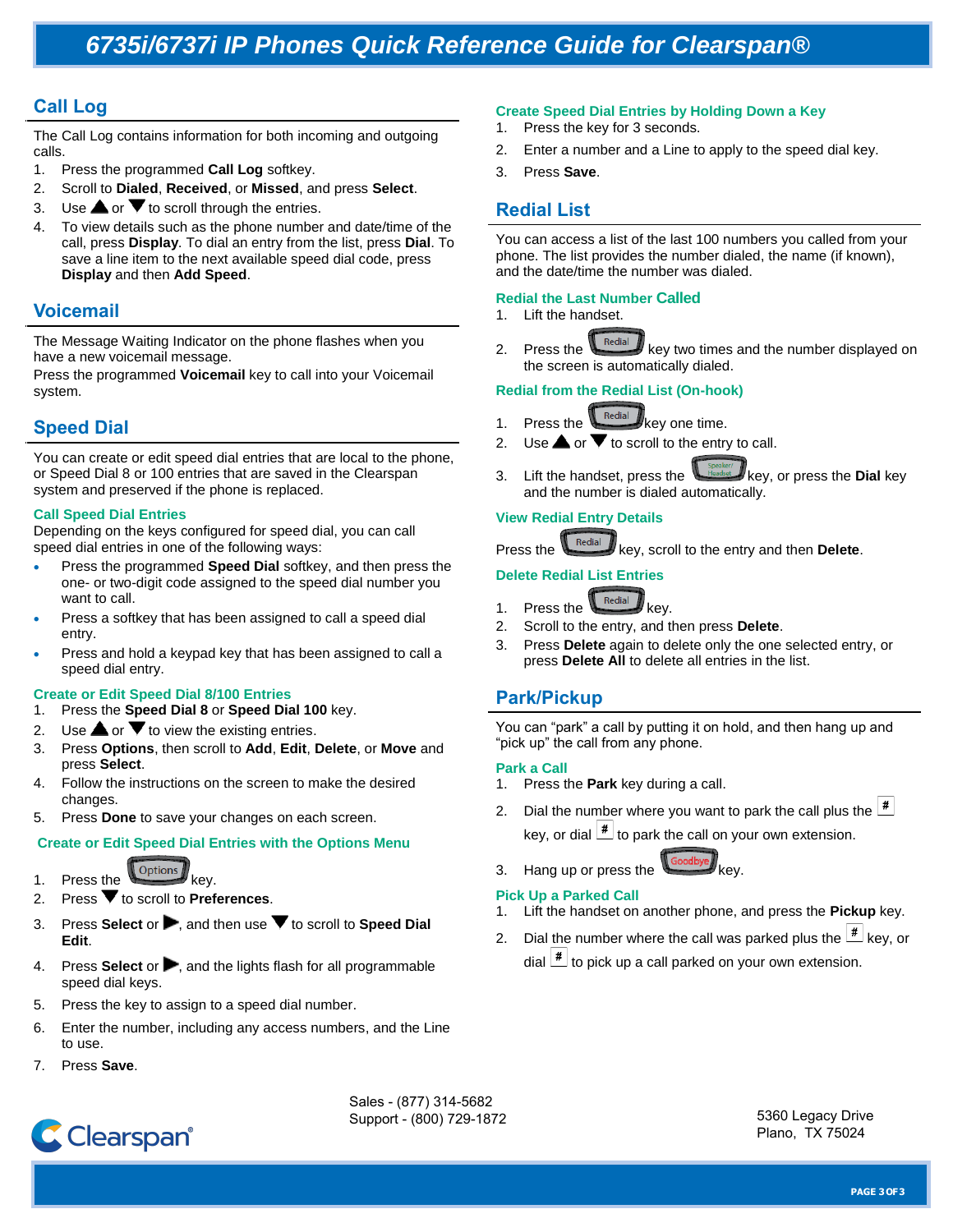# 6735i/6737i IP Phones Quick Reference Guide for Clearspan®

## Call Log

The Call Log contains information for both incoming and outgoing calls.

1. Press the programmed **Call Log** softkey.
2. Scroll to **Dialed**, **Received**, or **Missed**, and press **Select**.
3. Use ▲ or ▼ to scroll through the entries.
4. To view details such as the phone number and date/time of the call, press **Display**. To dial an entry from the list, press **Dial**. To save a line item to the next available speed dial code, press **Display** and then **Add Speed**.

## Voicemail

The Message Waiting Indicator on the phone flashes when you have a new voicemail message.

Press the programmed **Voicemail** key to call into your Voicemail system.

## Speed Dial

You can create or edit speed dial entries that are local to the phone, or Speed Dial 8 or 100 entries that are saved in the Clearspan system and preserved if the phone is replaced.

### Call Speed Dial Entries

Depending on the keys configured for speed dial, you can call speed dial entries in one of the following ways:

- Press the programmed **Speed Dial** softkey, and then press the one- or two-digit code assigned to the speed dial number you want to call.
- Press a softkey that has been assigned to call a speed dial entry.
- Press and hold a keypad key that has been assigned to call a speed dial entry.

### Create or Edit Speed Dial 8/100 Entries

1. Press the **Speed Dial 8** or **Speed Dial 100** key.
2. Use ▲ or ▼ to view the existing entries.
3. Press **Options**, then scroll to **Add**, **Edit**, **Delete**, or **Move** and press **Select**.
4. Follow the instructions on the screen to make the desired changes.
5. Press **Done** to save your changes on each screen.

### Create or Edit Speed Dial Entries with the Options Menu

1. Press the Options key.
2. Press ▼ to scroll to **Preferences**.
3. Press **Select** or ▶, and then use ▼ to scroll to **Speed Dial Edit**.
4. Press **Select** or ▶, and the lights flash for all programmable speed dial keys.
5. Press the key to assign to a speed dial number.
6. Enter the number, including any access numbers, and the Line to use.
7. Press **Save**.

### Create Speed Dial Entries by Holding Down a Key

1. Press the key for 3 seconds.
2. Enter a number and a Line to apply to the speed dial key.
3. Press **Save**.

## Redial List

You can access a list of the last 100 numbers you called from your phone. The list provides the number dialed, the name (if known), and the date/time the number was dialed.

### Redial the Last Number Called

1. Lift the handset.
2. Press the Redial key two times and the number displayed on the screen is automatically dialed.

### Redial from the Redial List (On-hook)

1. Press the Redial key one time.
2. Use ▲ or ▼ to scroll to the entry to call.
3. Lift the handset, press the Speaker/Headset key, or press the **Dial** key and the number is dialed automatically.

### View Redial Entry Details

Press the Redial key, scroll to the entry and then **Delete**.

### Delete Redial List Entries

1. Press the Redial key.
2. Scroll to the entry, and then press **Delete**.
3. Press **Delete** again to delete only the one selected entry, or press **Delete All** to delete all entries in the list.

## Park/Pickup

You can "park" a call by putting it on hold, and then hang up and "pick up" the call from any phone.

### Park a Call

1. Press the **Park** key during a call.
2. Dial the number where you want to park the call plus the # key, or dial # to park the call on your own extension.
3. Hang up or press the Goodbye key.

### Pick Up a Parked Call

1. Lift the handset on another phone, and press the **Pickup** key.
2. Dial the number where the call was parked plus the # key, or dial # to pick up a call parked on your own extension.

Clearspan®

Sales - (877) 314-5682
Support - (800) 729-1872

5360 Legacy Drive
Plano, TX 75024